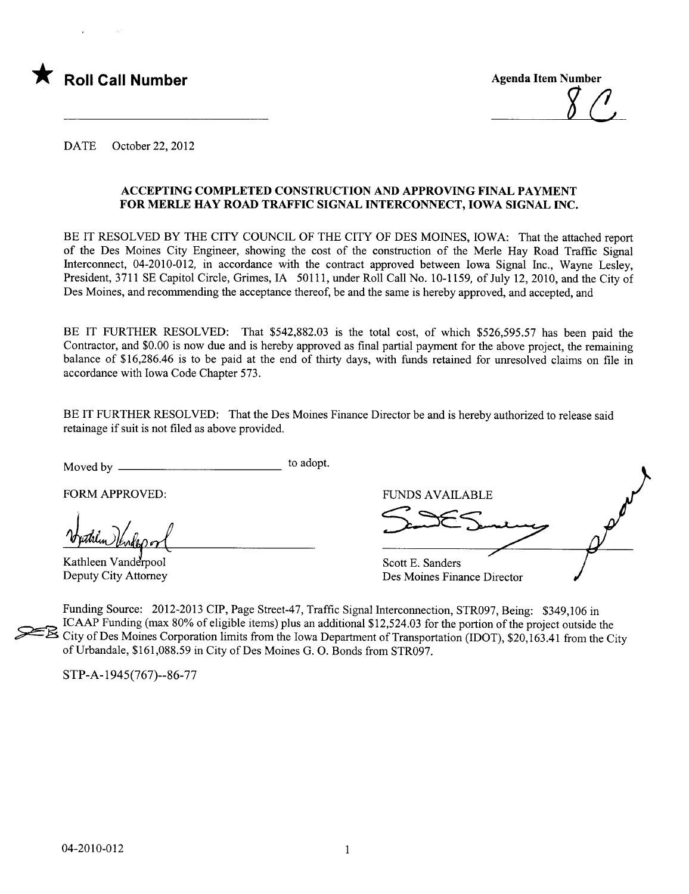★ **Roll Call Number**

**Agenda Item Number**

8C

DATE October 22, 2012

**ACCEPTING COMPLETED CONSTRUCTION AND APPROVING FINAL PAYMENT FOR MERLE HAY ROAD TRAFFIC SIGNAL INTERCONNECT, IOWA SIGNAL INC.**

BE IT RESOLVED BY THE CITY COUNCIL OF THE CITY OF DES MOINES, IOWA: That the attached report of the Des Moines City Engineer, showing the cost of the construction of the Merle Hay Road Traffic Signal Interconnect, 04-2010-012, in accordance with the contract approved between Iowa Signal Inc., Wayne Lesley, President, 3711 SE Capitol Circle, Grimes, IA 50111, under Roll Call No. 10-1159, of July 12, 2010, and the City of Des Moines, and recommending the acceptance thereof, be and the same is hereby approved, and accepted, and

BE IT FURTHER RESOLVED: That $542,882.03 is the total cost, of which $526,595.57 has been paid the Contractor, and $0.00 is now due and is hereby approved as final partial payment for the above project, the remaining balance of $16,286.46 is to be paid at the end of thirty days, with funds retained for unresolved claims on file in accordance with Iowa Code Chapter 573.

BE IT FURTHER RESOLVED: That the Des Moines Finance Director be and is hereby authorized to release said retainage if suit is not filed as above provided.

Moved by ______________________ to adopt.

FORM APPROVED:

Kathleen Vanderpool
Deputy City Attorney

FUNDS AVAILABLE

Scott E. Sanders
Des Moines Finance Director

Funding Source: 2012-2013 CIP, Page Street-47, Traffic Signal Interconnection, STR097, Being: $349,106 in ICAAP Funding (max 80% of eligible items) plus an additional $12,524.03 for the portion of the project outside the City of Des Moines Corporation limits from the Iowa Department of Transportation (IDOT), $20,163.41 from the City of Urbandale, $161,088.59 in City of Des Moines G. O. Bonds from STR097.

STP-A-1945(767)--86-77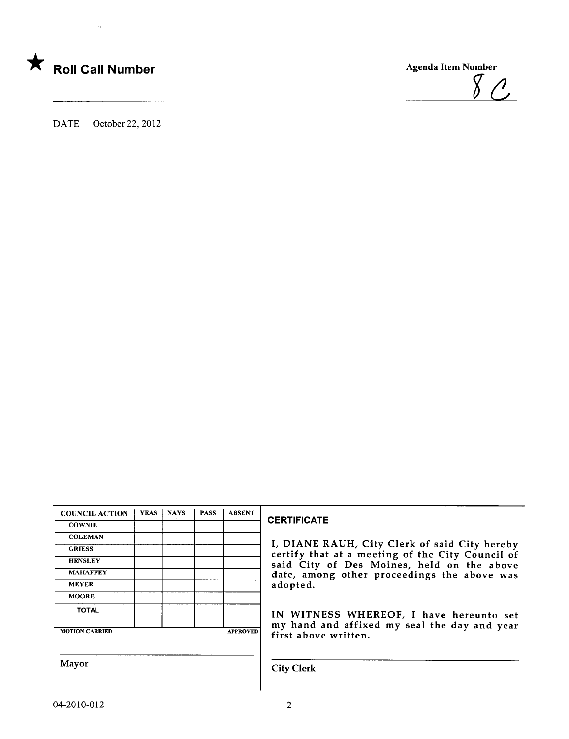★ **Roll Call Number**

**Agenda Item Number**

8 C

DATE October 22, 2012

| COUNCIL ACTION | YEAS | NAYS | PASS | ABSENT |
|---|---|---|---|---|
| COWNIE | | | | |
| COLEMAN | | | | |
| GRIESS | | | | |
| HENSLEY | | | | |
| MAHAFFEY | | | | |
| MEYER | | | | |
| MOORE | | | | |
| TOTAL | | | | |

MOTION CARRIED APPROVED

Mayor

**CERTIFICATE**

I, DIANE RAUH, City Clerk of said City hereby certify that at a meeting of the City Council of said City of Des Moines, held on the above date, among other proceedings the above was adopted.

IN WITNESS WHEREOF, I have hereunto set my hand and affixed my seal the day and year first above written.

City Clerk

04-2010-012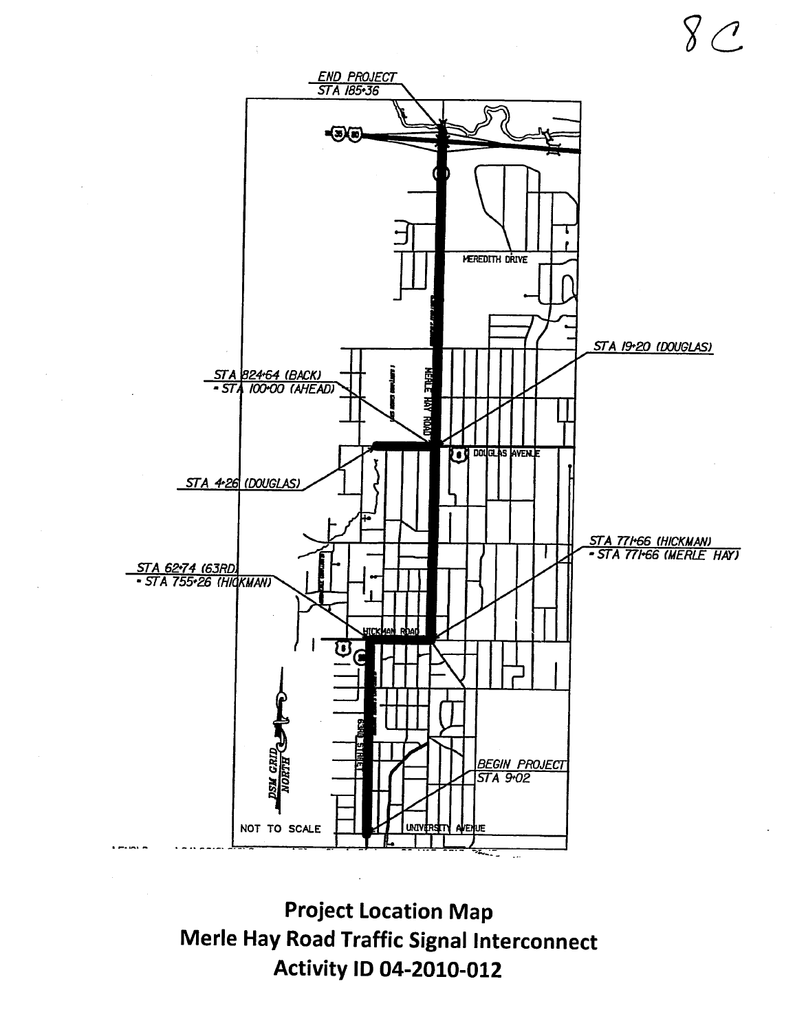8C

END PROJECT
STA 185+36

MEREDITH DRIVE

STA 19+20 (DOUGLAS)

STA 824+64 (BACK)
= STA 100+00 (AHEAD)

MERLE HAY ROAD

DOUGLAS AVENUE

STA 4+26 (DOUGLAS)

STA 771+66 (HICKMAN)
= STA 771+66 (MERLE HAY)

STA 62+74 (63RD)
= STA 755+26 (HICKMAN)

HICKMAN ROAD

63RD STREET

BEGIN PROJECT
STA 9+02

DSM GRID NORTH

NOT TO SCALE

UNIVERSITY AVENUE

**Project Location Map**
**Merle Hay Road Traffic Signal Interconnect**
**Activity ID 04-2010-012**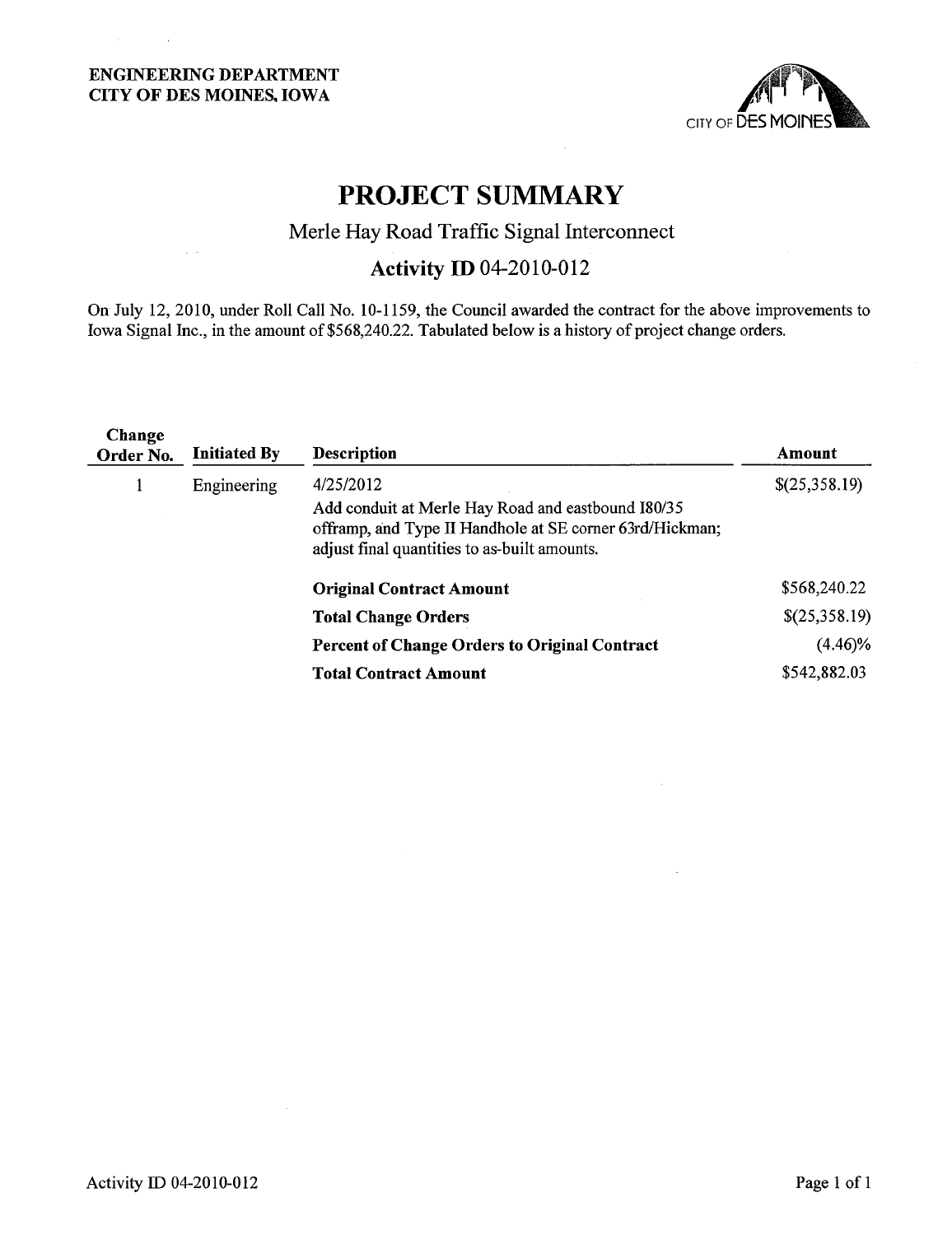**ENGINEERING DEPARTMENT**
**CITY OF DES MOINES, IOWA**

# PROJECT SUMMARY

## Merle Hay Road Traffic Signal Interconnect

### Activity ID 04-2010-012

On July 12, 2010, under Roll Call No. 10-1159, the Council awarded the contract for the above improvements to Iowa Signal Inc., in the amount of $568,240.22. Tabulated below is a history of project change orders.

| Change Order No. | Initiated By | Description | Amount |
|---|---|---|---|
| 1 | Engineering | 4/25/2012<br>Add conduit at Merle Hay Road and eastbound I80/35 offramp, and Type II Handhole at SE corner 63rd/Hickman; adjust final quantities to as-built amounts. | $(25,358.19) |
| | | **Original Contract Amount** | $568,240.22 |
| | | **Total Change Orders** | $(25,358.19) |
| | | **Percent of Change Orders to Original Contract** | (4.46)% |
| | | **Total Contract Amount** | $542,882.03 |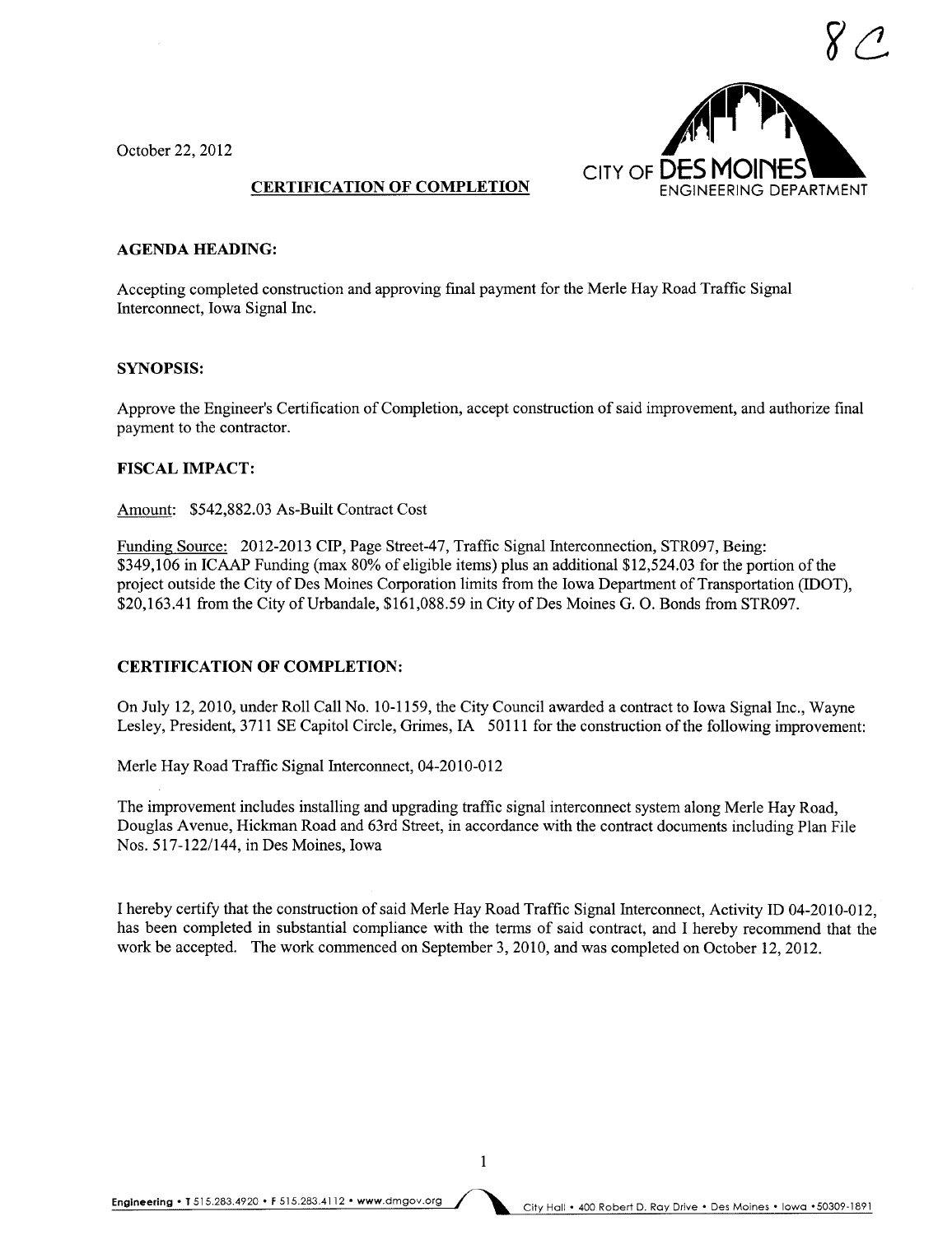8C

October 22, 2012

CITY OF DES MOINES
ENGINEERING DEPARTMENT

**CERTIFICATION OF COMPLETION**

**AGENDA HEADING:**

Accepting completed construction and approving final payment for the Merle Hay Road Traffic Signal Interconnect, Iowa Signal Inc.

**SYNOPSIS:**

Approve the Engineer's Certification of Completion, accept construction of said improvement, and authorize final payment to the contractor.

**FISCAL IMPACT:**

Amount: $542,882.03 As-Built Contract Cost

Funding Source: 2012-2013 CIP, Page Street-47, Traffic Signal Interconnection, STR097, Being: $349,106 in ICAAP Funding (max 80% of eligible items) plus an additional $12,524.03 for the portion of the project outside the City of Des Moines Corporation limits from the Iowa Department of Transportation (IDOT), $20,163.41 from the City of Urbandale, $161,088.59 in City of Des Moines G. O. Bonds from STR097.

**CERTIFICATION OF COMPLETION:**

On July 12, 2010, under Roll Call No. 10-1159, the City Council awarded a contract to Iowa Signal Inc., Wayne Lesley, President, 3711 SE Capitol Circle, Grimes, IA 50111 for the construction of the following improvement:

Merle Hay Road Traffic Signal Interconnect, 04-2010-012

The improvement includes installing and upgrading traffic signal interconnect system along Merle Hay Road, Douglas Avenue, Hickman Road and 63rd Street, in accordance with the contract documents including Plan File Nos. 517-122/144, in Des Moines, Iowa

I hereby certify that the construction of said Merle Hay Road Traffic Signal Interconnect, Activity ID 04-2010-012, has been completed in substantial compliance with the terms of said contract, and I hereby recommend that the work be accepted. The work commenced on September 3, 2010, and was completed on October 12, 2012.

Engineering • T 515.283.4920 • F 515.283.4112 • www.dmgov.org City Hall • 400 Robert D. Ray Drive • Des Moines • Iowa • 50309-1891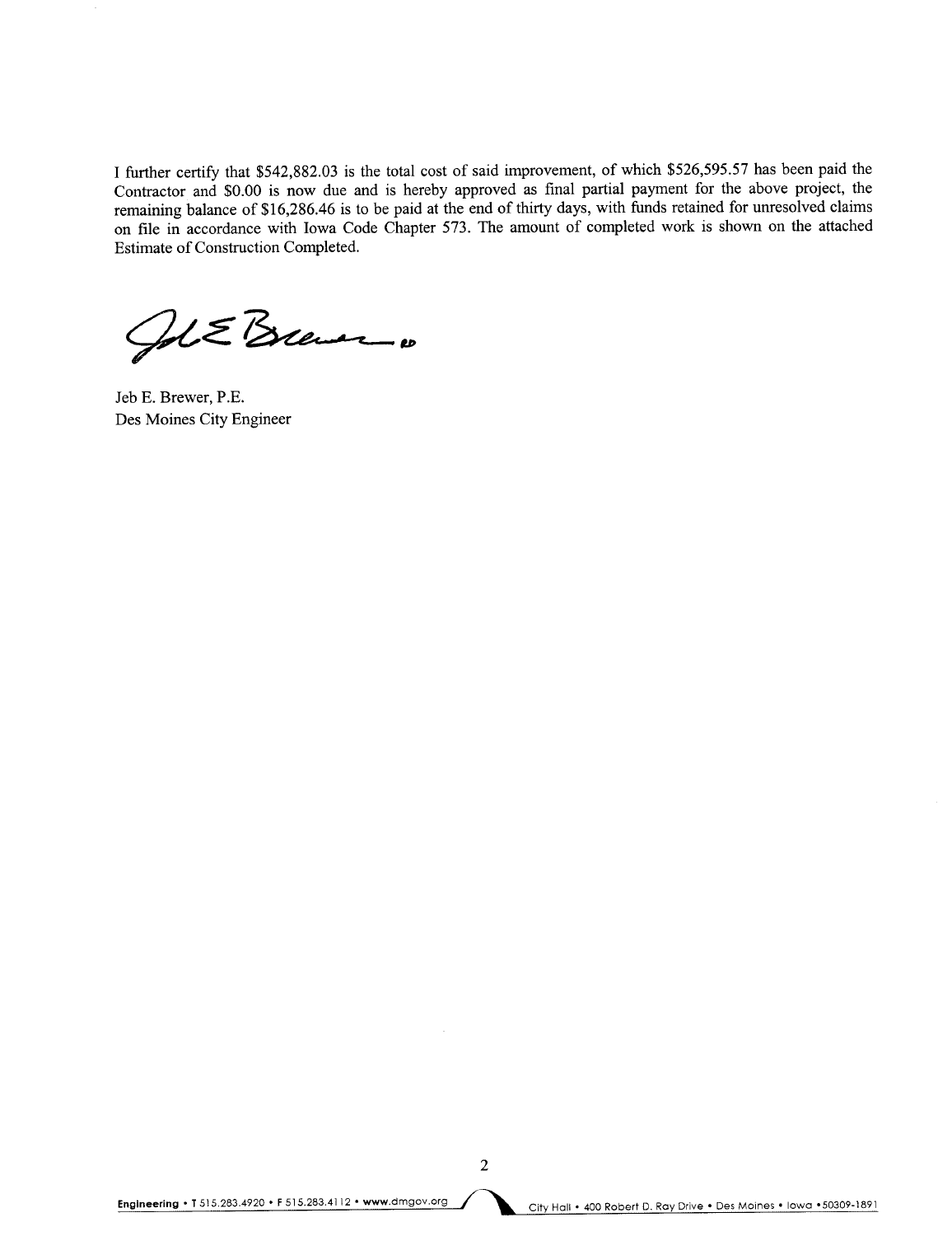I further certify that $542,882.03 is the total cost of said improvement, of which $526,595.57 has been paid the Contractor and $0.00 is now due and is hereby approved as final partial payment for the above project, the remaining balance of $16,286.46 is to be paid at the end of thirty days, with funds retained for unresolved claims on file in accordance with Iowa Code Chapter 573. The amount of completed work is shown on the attached Estimate of Construction Completed.

Jeb E. Brewer, P.E.
Des Moines City Engineer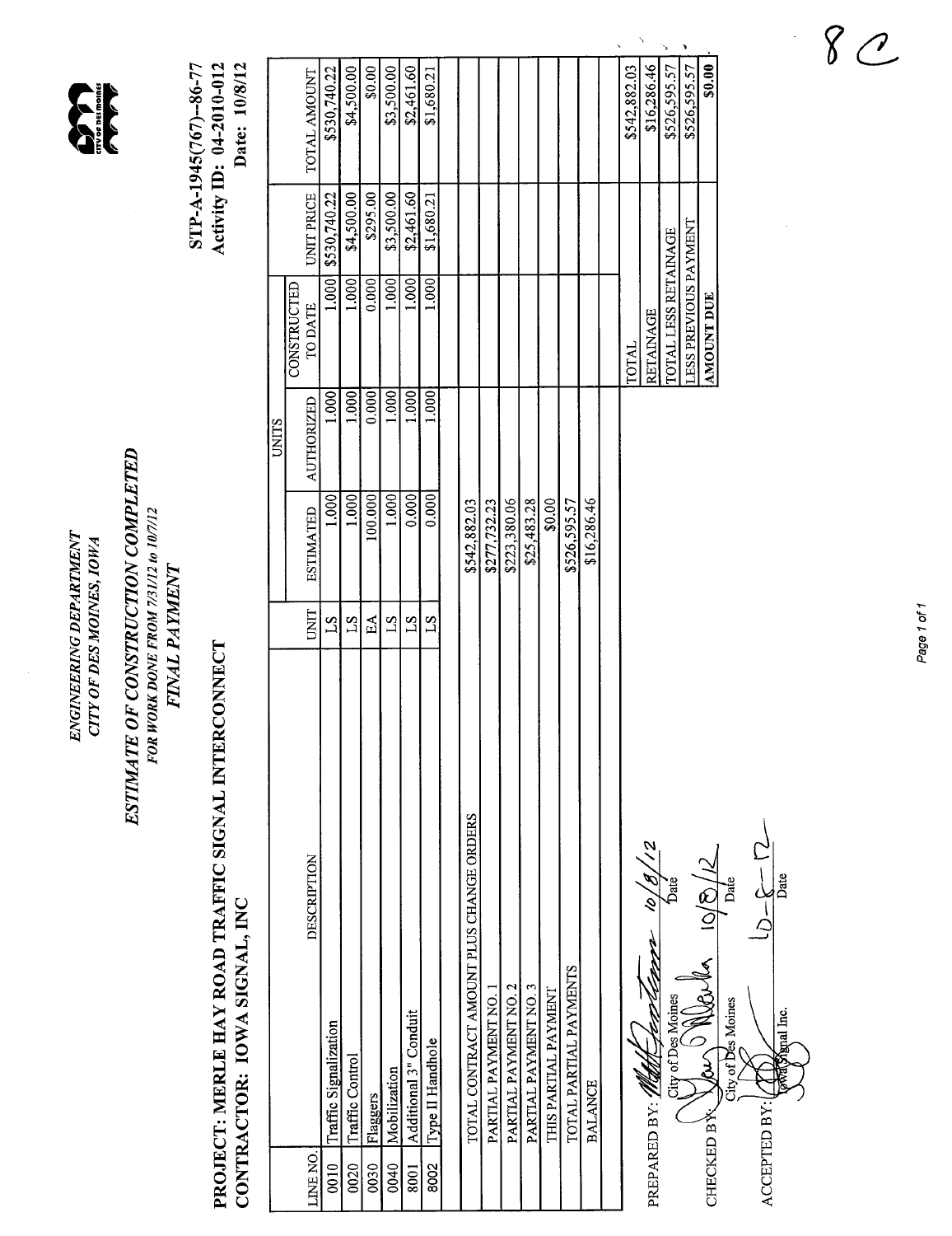8C

ENGINEERING DEPARTMENT
CITY OF DES MOINES, IOWA

## ESTIMATE OF CONSTRUCTION COMPLETED

*FOR WORK DONE FROM 7/31/12 to 10/7/12*

*FINAL PAYMENT*

**PROJECT: MERLE HAY ROAD TRAFFIC SIGNAL INTERCONNECT**
**CONTRACTOR: IOWA SIGNAL, INC**

STP-A-1945(767)--86-77
Activity ID: 04-2010-012
Date: 10/8/12

| LINE NO. | DESCRIPTION | UNIT | UNITS ESTIMATED | UNITS AUTHORIZED | CONSTRUCTED TO DATE | UNIT PRICE | TOTAL AMOUNT |
|---|---|---|---|---|---|---|---|
| 0010 | Traffic Signalization | LS | 1.000 | 1.000 | 1.000 | $530,740.22 | $530,740.22 |
| 0020 | Traffic Control | LS | 1.000 | 1.000 | 1.000 | $4,500.00 | $4,500.00 |
| 0030 | Flaggers | EA | 100.000 | 0.000 | 0.000 | $295.00 | $0.00 |
| 0040 | Mobilization | LS | 1.000 | 1.000 | 1.000 | $3,500.00 | $3,500.00 |
| 8001 | Additional 3" Conduit | LS | 0.000 | 1.000 | 1.000 | $2,461.60 | $2,461.60 |
| 8002 | Type II Handhole | LS | 0.000 | 1.000 | 1.000 | $1,680.21 | $1,680.21 |

| | |
|---|---|
| TOTAL CONTRACT AMOUNT PLUS CHANGE ORDERS | $542,882.03 |
| PARTIAL PAYMENT NO. 1 | $277,732.23 |
| PARTIAL PAYMENT NO. 2 | $223,380.06 |
| PARTIAL PAYMENT NO. 3 | $25,483.28 |
| THIS PARTIAL PAYMENT | $0.00 |
| TOTAL PARTIAL PAYMENTS | $526,595.57 |
| BALANCE | $16,286.46 |

| | |
|---|---|
| TOTAL | $542,882.03 |
| RETAINAGE | $16,286.46 |
| TOTAL LESS RETAINAGE | $526,595.57 |
| LESS PREVIOUS PAYMENT | $526,595.57 |
| **AMOUNT DUE** | **$0.00** |

PREPARED BY: [signature] 10/8/12
City of Des Moines — Date

CHECKED BY: [signature] 10/8/12
City of Des Moines — Date

ACCEPTED BY: [signature] 10-8-12
Iowa Signal Inc. — Date